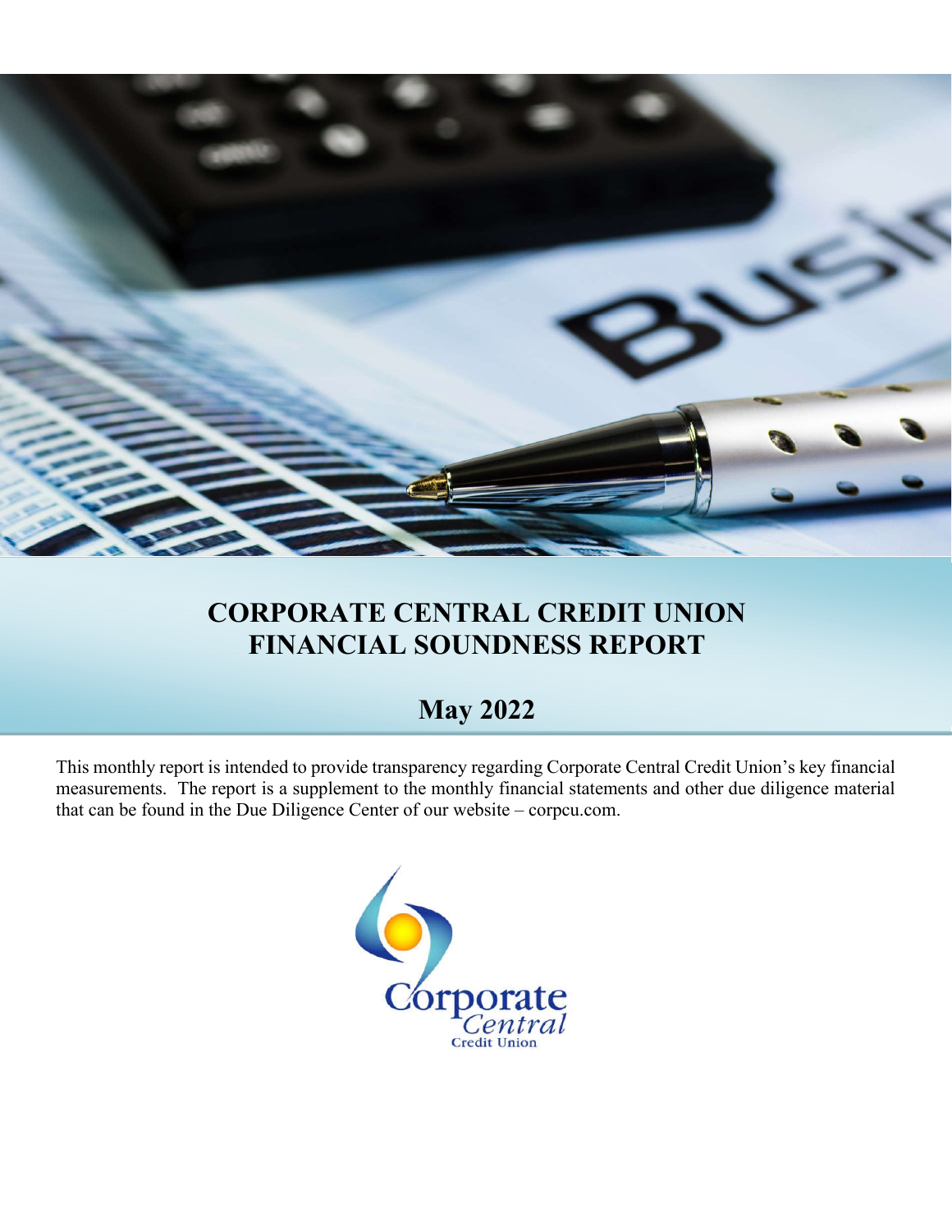# CORPORATE CENTRAL CREDIT UNION FINANCIAL SOUNDNESS REPORT

## May 2022

This monthly report is intended to provide transparency regarding Corporate Central Credit Union's key financial measurements. The report is a supplement to the monthly financial statements and other due diligence material that can be found in the Due Diligence Center of our website – corpcu.com.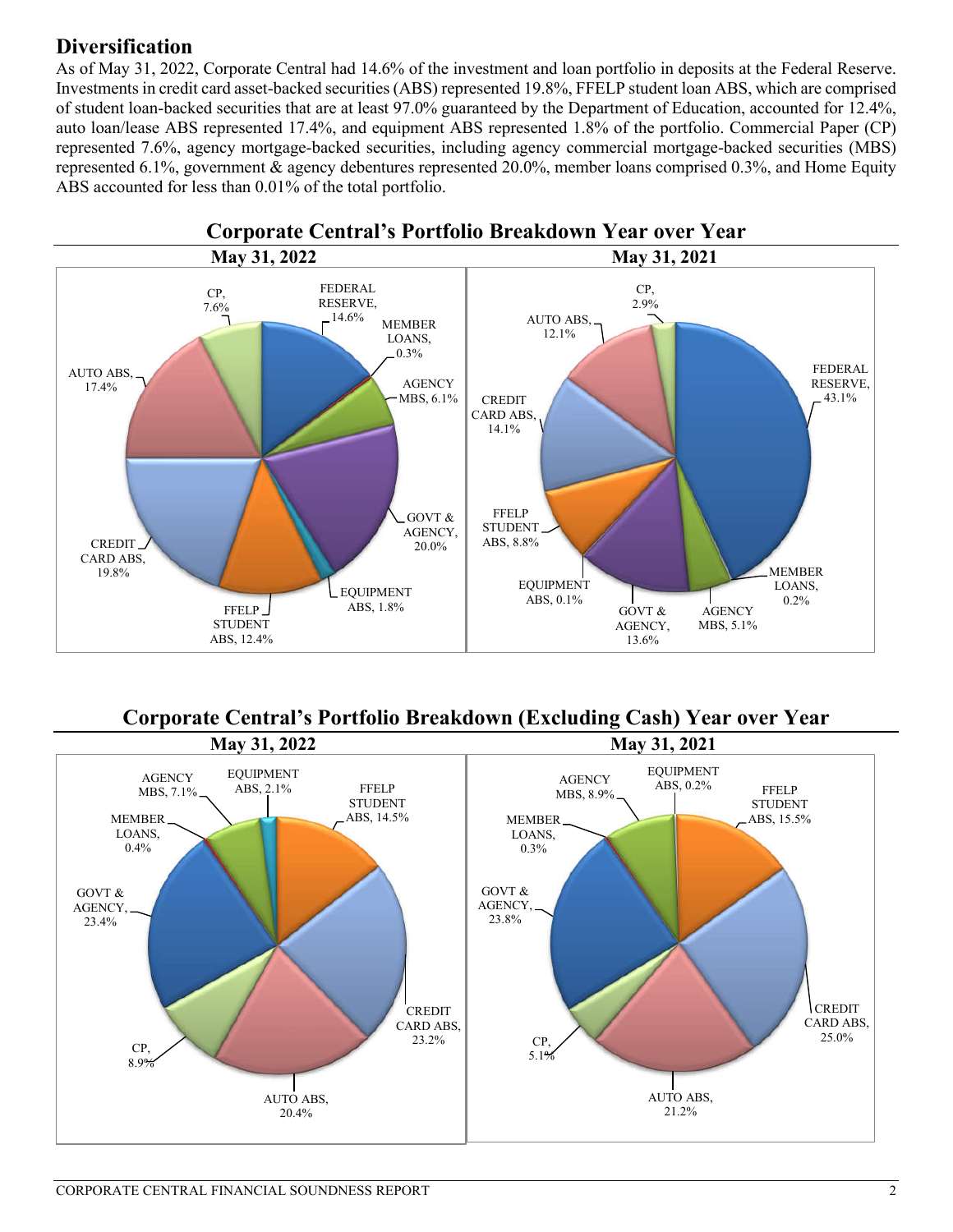## Diversification

As of May 31, 2022, Corporate Central had 14.6% of the investment and loan portfolio in deposits at the Federal Reserve. Investments in credit card asset-backed securities (ABS) represented 19.8%, FFELP student loan ABS, which are comprised of student loan-backed securities that are at least 97.0% guaranteed by the Department of Education, accounted for 12.4%, auto loan/lease ABS represented 17.4%, and equipment ABS represented 1.8% of the portfolio. Commercial Paper (CP) represented 7.6%, agency mortgage-backed securities, including agency commercial mortgage-backed securities (MBS) represented 6.1%, government & agency debentures represented 20.0%, member loans comprised 0.3%, and Home Equity ABS accounted for less than 0.01% of the total portfolio.

### Corporate Central's Portfolio Breakdown Year over Year

| Category | May 31, 2022 | May 31, 2021 |
|---|---|---|
| FEDERAL RESERVE | 14.6% | 43.1% |
| MEMBER LOANS | 0.3% | 0.2% |
| AGENCY MBS | 6.1% | 5.1% |
| GOVT & AGENCY | 20.0% | 13.6% |
| EQUIPMENT ABS | 1.8% | 0.1% |
| FFELP STUDENT ABS | 12.4% | 8.8% |
| CREDIT CARD ABS | 19.8% | 14.1% |
| AUTO ABS | 17.4% | 12.1% |
| CP | 7.6% | 2.9% |

### Corporate Central's Portfolio Breakdown (Excluding Cash) Year over Year

| Category | May 31, 2022 | May 31, 2021 |
|---|---|---|
| EQUIPMENT ABS | 2.1% | 0.2% |
| FFELP STUDENT ABS | 14.5% | 15.5% |
| CREDIT CARD ABS | 23.2% | 25.0% |
| AUTO ABS | 20.4% | 21.2% |
| CP | 8.9% | 5.1% |
| GOVT & AGENCY | 23.4% | 23.8% |
| MEMBER LOANS | 0.4% | 0.3% |
| AGENCY MBS | 7.1% | 8.9% |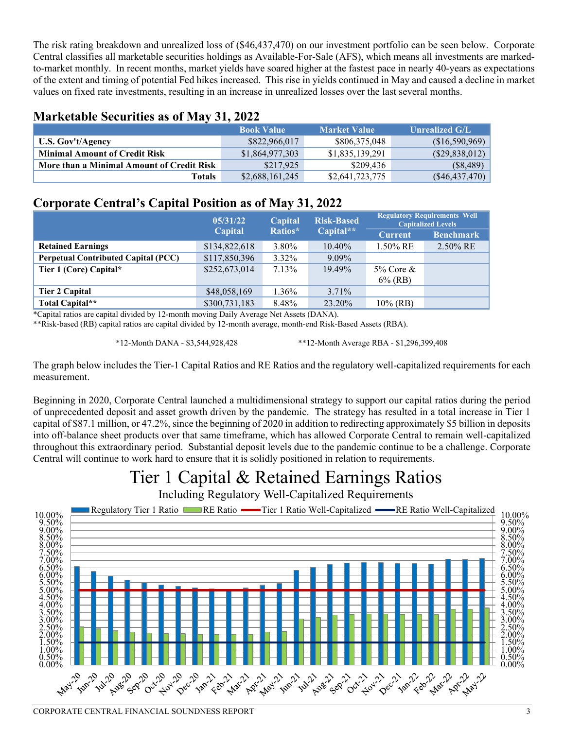The risk rating breakdown and unrealized loss of ($46,437,470) on our investment portfolio can be seen below. Corporate Central classifies all marketable securities holdings as Available-For-Sale (AFS), which means all investments are marked-to-market monthly. In recent months, market yields have soared higher at the fastest pace in nearly 40-years as expectations of the extent and timing of potential Fed hikes increased. This rise in yields continued in May and caused a decline in market values on fixed rate investments, resulting in an increase in unrealized losses over the last several months.

## Marketable Securities as of May 31, 2022

| | Book Value | Market Value | Unrealized G/L |
|---|---|---|---|
| **U.S. Gov't/Agency** | $822,966,017 | $806,375,048 | ($16,590,969) |
| **Minimal Amount of Credit Risk** | $1,864,977,303 | $1,835,139,291 | ($29,838,012) |
| **More than a Minimal Amount of Credit Risk** | $217,925 | $209,436 | ($8,489) |
| **Totals** | $2,688,161,245 | $2,641,723,775 | ($46,437,470) |

## Corporate Central's Capital Position as of May 31, 2022

| | 05/31/22 Capital | Capital Ratios* | Risk-Based Capital** | Regulatory Requirements–Well Capitalized Levels | |
|---|---|---|---|---|---|
| | | | | Current | Benchmark |
| **Retained Earnings** | $134,822,618 | 3.80% | 10.40% | 1.50% RE | 2.50% RE |
| **Perpetual Contributed Capital (PCC)** | $117,850,396 | 3.32% | 9.09% | | |
| **Tier 1 (Core) Capital*** | $252,673,014 | 7.13% | 19.49% | 5% Core & 6% (RB) | |
| **Tier 2 Capital** | $48,058,169 | 1.36% | 3.71% | | |
| **Total Capital**** | $300,731,183 | 8.48% | 23.20% | 10% (RB) | |

*Capital ratios are capital divided by 12-month moving Daily Average Net Assets (DANA).
**Risk-based (RB) capital ratios are capital divided by 12-month average, month-end Risk-Based Assets (RBA).

*12-Month DANA - $3,544,928,428 **12-Month Average RBA - $1,296,399,408

The graph below includes the Tier-1 Capital Ratios and RE Ratios and the regulatory well-capitalized requirements for each measurement.

Beginning in 2020, Corporate Central launched a multidimensional strategy to support our capital ratios during the period of unprecedented deposit and asset growth driven by the pandemic. The strategy has resulted in a total increase in Tier 1 capital of $87.1 million, or 47.2%, since the beginning of 2020 in addition to redirecting approximately $5 billion in deposits into off-balance sheet products over that same timeframe, which has allowed Corporate Central to remain well-capitalized throughout this extraordinary period. Substantial deposit levels due to the pandemic continue to be a challenge. Corporate Central will continue to work hard to ensure that it is solidly positioned in relation to requirements.

# Tier 1 Capital & Retained Earnings Ratios

Including Regulatory Well-Capitalized Requirements

Regulatory Tier 1 Ratio | RE Ratio | Tier 1 Ratio Well-Capitalized | RE Ratio Well-Capitalized

May-20, Jun-20, Jul-20, Aug-20, Sep-20, Oct-20, Nov-20, Dec-20, Jan-21, Feb-21, Mar-21, Apr-21, May-21, Jun-21, Jul-21, Aug-21, Sep-21, Oct-21, Nov-21, Dec-21, Jan-22, Feb-22, Mar-22, Apr-22, May-22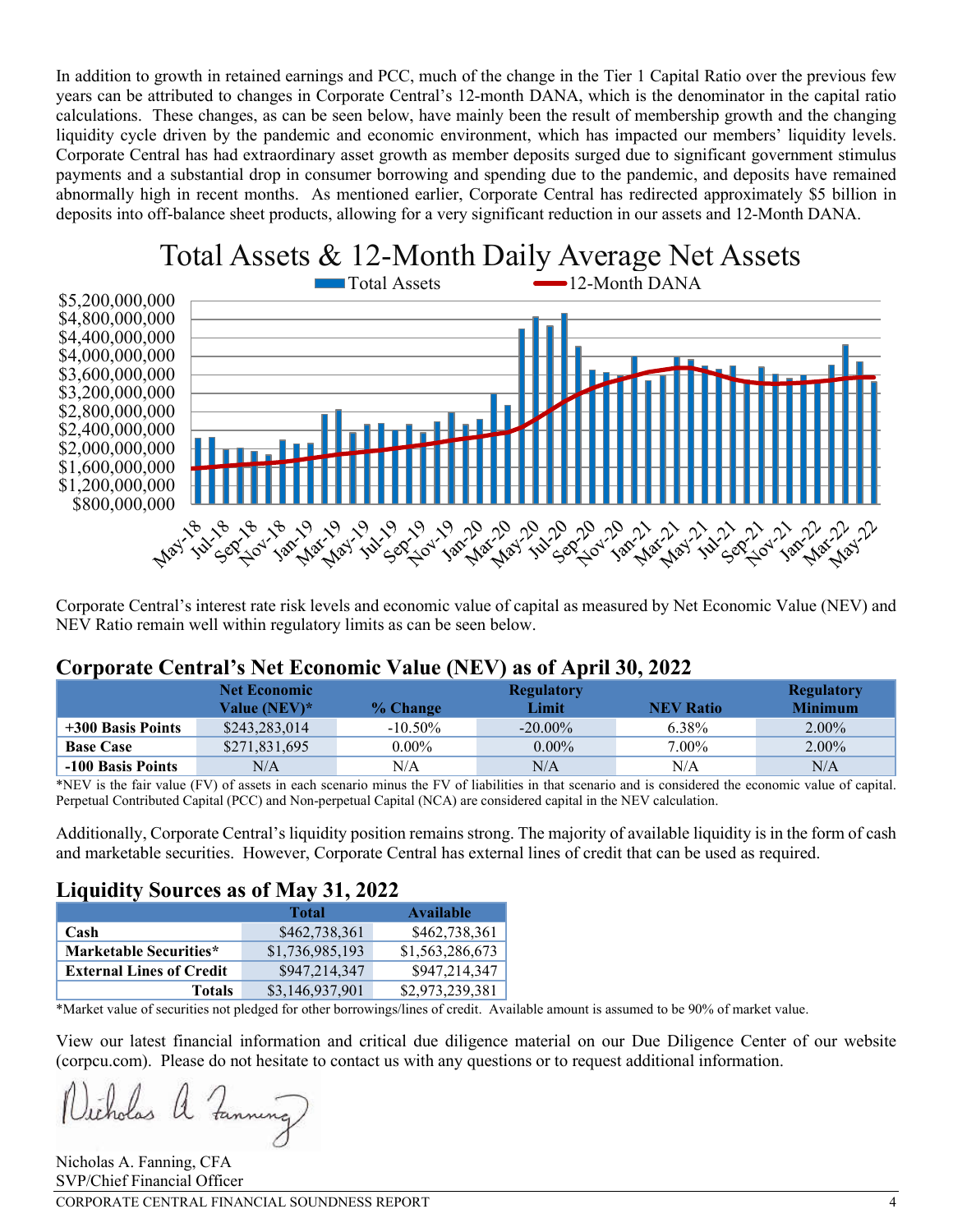In addition to growth in retained earnings and PCC, much of the change in the Tier 1 Capital Ratio over the previous few years can be attributed to changes in Corporate Central's 12-month DANA, which is the denominator in the capital ratio calculations. These changes, as can be seen below, have mainly been the result of membership growth and the changing liquidity cycle driven by the pandemic and economic environment, which has impacted our members' liquidity levels. Corporate Central has had extraordinary asset growth as member deposits surged due to significant government stimulus payments and a substantial drop in consumer borrowing and spending due to the pandemic, and deposits have remained abnormally high in recent months. As mentioned earlier, Corporate Central has redirected approximately $5 billion in deposits into off-balance sheet products, allowing for a very significant reduction in our assets and 12-Month DANA.

Total Assets & 12-Month Daily Average Net Assets

Total Assets
12-Month DANA

$5,200,000,000
$4,800,000,000
$4,400,000,000
$4,000,000,000
$3,600,000,000
$3,200,000,000
$2,800,000,000
$2,400,000,000
$2,000,000,000
$1,600,000,000
$1,200,000,000
$800,000,000

May-18, Jul-18, Sep-18, Nov-18, Jan-19, Mar-19, May-19, Jul-19, Sep-19, Nov-19, Jan-20, Mar-20, May-20, Jul-20, Sep-20, Nov-20, Jan-21, Mar-21, May-21, Jul-21, Sep-21, Nov-21, Jan-22, Mar-22, May-22

Corporate Central's interest rate risk levels and economic value of capital as measured by Net Economic Value (NEV) and NEV Ratio remain well within regulatory limits as can be seen below.

## Corporate Central's Net Economic Value (NEV) as of April 30, 2022

| | Net Economic Value (NEV)* | % Change | Regulatory Limit | NEV Ratio | Regulatory Minimum |
|---|---|---|---|---|---|
| **+300 Basis Points** | $243,283,014 | -10.50% | -20.00% | 6.38% | 2.00% |
| **Base Case** | $271,831,695 | 0.00% | 0.00% | 7.00% | 2.00% |
| **-100 Basis Points** | N/A | N/A | N/A | N/A | N/A |

*NEV is the fair value (FV) of assets in each scenario minus the FV of liabilities in that scenario and is considered the economic value of capital. Perpetual Contributed Capital (PCC) and Non-perpetual Capital (NCA) are considered capital in the NEV calculation.

Additionally, Corporate Central's liquidity position remains strong. The majority of available liquidity is in the form of cash and marketable securities. However, Corporate Central has external lines of credit that can be used as required.

## Liquidity Sources as of May 31, 2022

| | Total | Available |
|---|---|---|
| **Cash** | $462,738,361 | $462,738,361 |
| **Marketable Securities*** | $1,736,985,193 | $1,563,286,673 |
| **External Lines of Credit** | $947,214,347 | $947,214,347 |
| **Totals** | $3,146,937,901 | $2,973,239,381 |

*Market value of securities not pledged for other borrowings/lines of credit. Available amount is assumed to be 90% of market value.

View our latest financial information and critical due diligence material on our Due Diligence Center of our website (corpcu.com). Please do not hesitate to contact us with any questions or to request additional information.

Nicholas A. Fanning, CFA
SVP/Chief Financial Officer